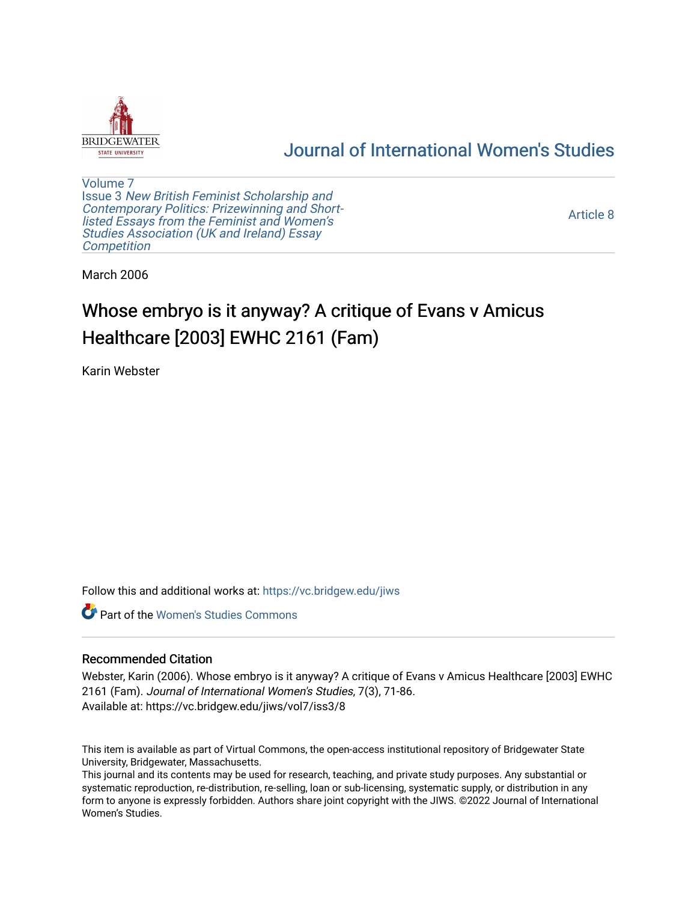# Journal of International Women's Studies

Volume 7
Issue 3 *New British Feminist Scholarship and Contemporary Politics: Prizewinning and Short-listed Essays from the Feminist and Women's Studies Association (UK and Ireland) Essay Competition*

Article 8

March 2006

# Whose embryo is it anyway? A critique of Evans v Amicus Healthcare [2003] EWHC 2161 (Fam)

Karin Webster

Follow this and additional works at: https://vc.bridgew.edu/jiws

Part of the Women's Studies Commons

## Recommended Citation

Webster, Karin (2006). Whose embryo is it anyway? A critique of Evans v Amicus Healthcare [2003] EWHC 2161 (Fam). *Journal of International Women's Studies*, 7(3), 71-86.
Available at: https://vc.bridgew.edu/jiws/vol7/iss3/8

This item is available as part of Virtual Commons, the open-access institutional repository of Bridgewater State University, Bridgewater, Massachusetts.
This journal and its contents may be used for research, teaching, and private study purposes. Any substantial or systematic reproduction, re-distribution, re-selling, loan or sub-licensing, systematic supply, or distribution in any form to anyone is expressly forbidden. Authors share joint copyright with the JIWS. ©2022 Journal of International Women's Studies.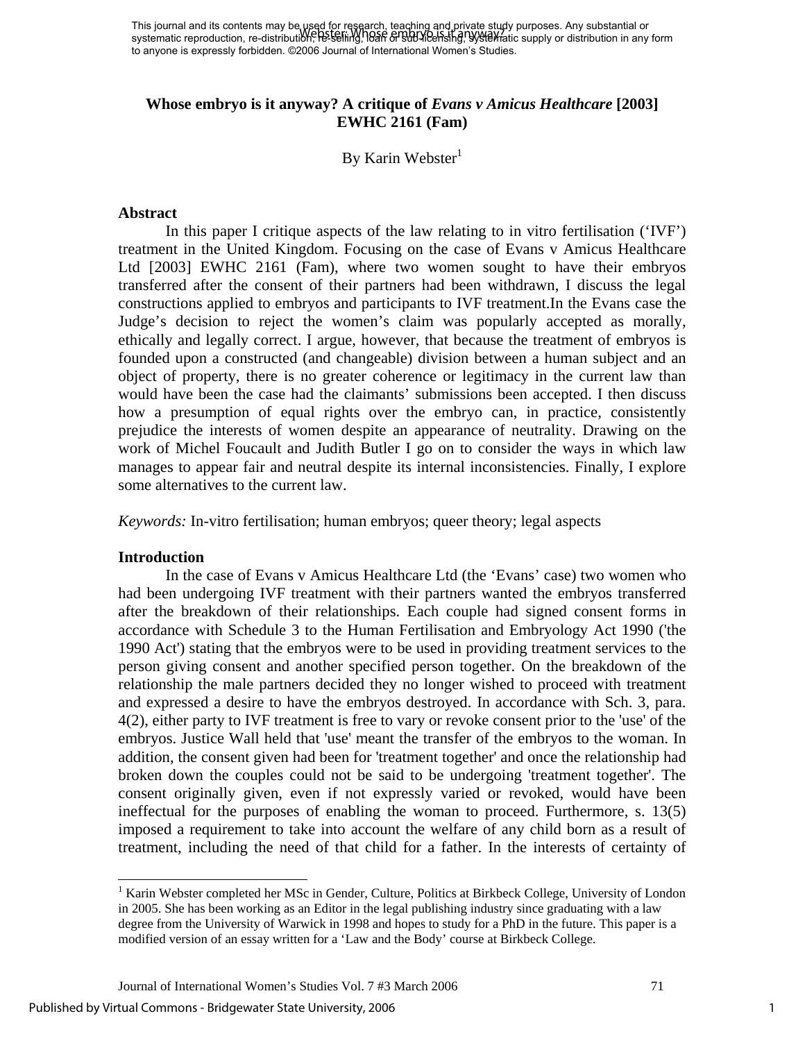# Whose embryo is it anyway? A critique of *Evans v Amicus Healthcare* [2003] EWHC 2161 (Fam)

By Karin Webster[1]

## Abstract

In this paper I critique aspects of the law relating to in vitro fertilisation ('IVF') treatment in the United Kingdom. Focusing on the case of Evans v Amicus Healthcare Ltd [2003] EWHC 2161 (Fam), where two women sought to have their embryos transferred after the consent of their partners had been withdrawn, I discuss the legal constructions applied to embryos and participants to IVF treatment.In the Evans case the Judge's decision to reject the women's claim was popularly accepted as morally, ethically and legally correct. I argue, however, that because the treatment of embryos is founded upon a constructed (and changeable) division between a human subject and an object of property, there is no greater coherence or legitimacy in the current law than would have been the case had the claimants' submissions been accepted. I then discuss how a presumption of equal rights over the embryo can, in practice, consistently prejudice the interests of women despite an appearance of neutrality. Drawing on the work of Michel Foucault and Judith Butler I go on to consider the ways in which law manages to appear fair and neutral despite its internal inconsistencies. Finally, I explore some alternatives to the current law.

*Keywords:* In-vitro fertilisation; human embryos; queer theory; legal aspects

## Introduction

In the case of Evans v Amicus Healthcare Ltd (the 'Evans' case) two women who had been undergoing IVF treatment with their partners wanted the embryos transferred after the breakdown of their relationships. Each couple had signed consent forms in accordance with Schedule 3 to the Human Fertilisation and Embryology Act 1990 ('the 1990 Act') stating that the embryos were to be used in providing treatment services to the person giving consent and another specified person together. On the breakdown of the relationship the male partners decided they no longer wished to proceed with treatment and expressed a desire to have the embryos destroyed. In accordance with Sch. 3, para. 4(2), either party to IVF treatment is free to vary or revoke consent prior to the 'use' of the embryos. Justice Wall held that 'use' meant the transfer of the embryos to the woman. In addition, the consent given had been for 'treatment together' and once the relationship had broken down the couples could not be said to be undergoing 'treatment together'. The consent originally given, even if not expressly varied or revoked, would have been ineffectual for the purposes of enabling the woman to proceed. Furthermore, s. 13(5) imposed a requirement to take into account the welfare of any child born as a result of treatment, including the need of that child for a father. In the interests of certainty of

[1] Karin Webster completed her MSc in Gender, Culture, Politics at Birkbeck College, University of London in 2005. She has been working as an Editor in the legal publishing industry since graduating with a law degree from the University of Warwick in 1998 and hopes to study for a PhD in the future. This paper is a modified version of an essay written for a 'Law and the Body' course at Birkbeck College.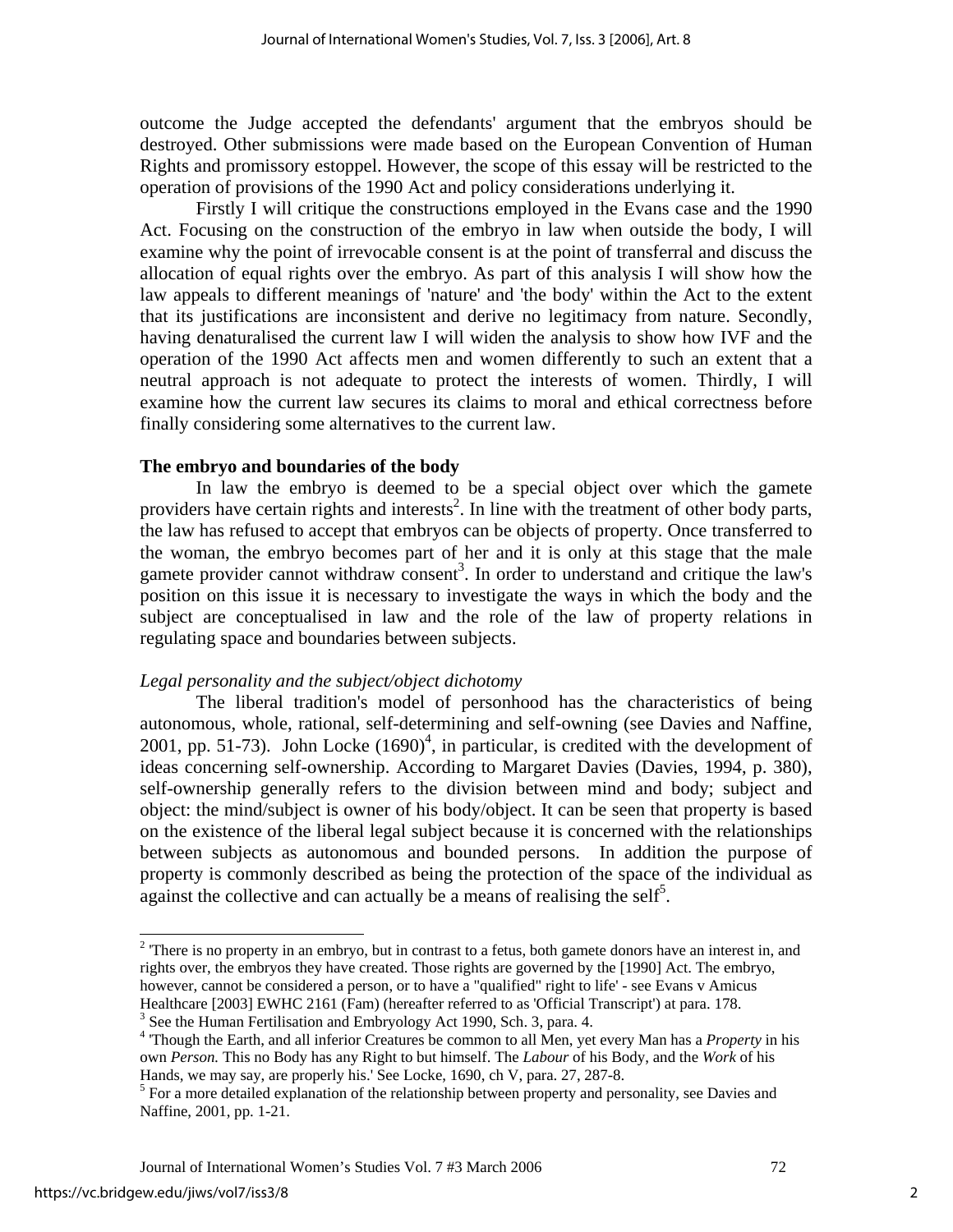outcome the Judge accepted the defendants' argument that the embryos should be destroyed. Other submissions were made based on the European Convention of Human Rights and promissory estoppel. However, the scope of this essay will be restricted to the operation of provisions of the 1990 Act and policy considerations underlying it.

Firstly I will critique the constructions employed in the Evans case and the 1990 Act. Focusing on the construction of the embryo in law when outside the body, I will examine why the point of irrevocable consent is at the point of transferral and discuss the allocation of equal rights over the embryo. As part of this analysis I will show how the law appeals to different meanings of 'nature' and 'the body' within the Act to the extent that its justifications are inconsistent and derive no legitimacy from nature. Secondly, having denaturalised the current law I will widen the analysis to show how IVF and the operation of the 1990 Act affects men and women differently to such an extent that a neutral approach is not adequate to protect the interests of women. Thirdly, I will examine how the current law secures its claims to moral and ethical correctness before finally considering some alternatives to the current law.

**The embryo and boundaries of the body**

In law the embryo is deemed to be a special object over which the gamete providers have certain rights and interests[2]. In line with the treatment of other body parts, the law has refused to accept that embryos can be objects of property. Once transferred to the woman, the embryo becomes part of her and it is only at this stage that the male gamete provider cannot withdraw consent[3]. In order to understand and critique the law's position on this issue it is necessary to investigate the ways in which the body and the subject are conceptualised in law and the role of the law of property relations in regulating space and boundaries between subjects.

*Legal personality and the subject/object dichotomy*

The liberal tradition's model of personhood has the characteristics of being autonomous, whole, rational, self-determining and self-owning (see Davies and Naffine, 2001, pp. 51-73). John Locke (1690)[4], in particular, is credited with the development of ideas concerning self-ownership. According to Margaret Davies (Davies, 1994, p. 380), self-ownership generally refers to the division between mind and body; subject and object: the mind/subject is owner of his body/object. It can be seen that property is based on the existence of the liberal legal subject because it is concerned with the relationships between subjects as autonomous and bounded persons. In addition the purpose of property is commonly described as being the protection of the space of the individual as against the collective and can actually be a means of realising the self[5].

---

[2] 'There is no property in an embryo, but in contrast to a fetus, both gamete donors have an interest in, and rights over, the embryos they have created. Those rights are governed by the [1990] Act. The embryo, however, cannot be considered a person, or to have a "qualified" right to life' - see Evans v Amicus Healthcare [2003] EWHC 2161 (Fam) (hereafter referred to as 'Official Transcript') at para. 178.

[3] See the Human Fertilisation and Embryology Act 1990, Sch. 3, para. 4.

[4] 'Though the Earth, and all inferior Creatures be common to all Men, yet every Man has a *Property* in his own *Person.* This no Body has any Right to but himself. The *Labour* of his Body, and the *Work* of his Hands, we may say, are properly his.' See Locke, 1690, ch V, para. 27, 287-8.

[5] For a more detailed explanation of the relationship between property and personality, see Davies and Naffine, 2001, pp. 1-21.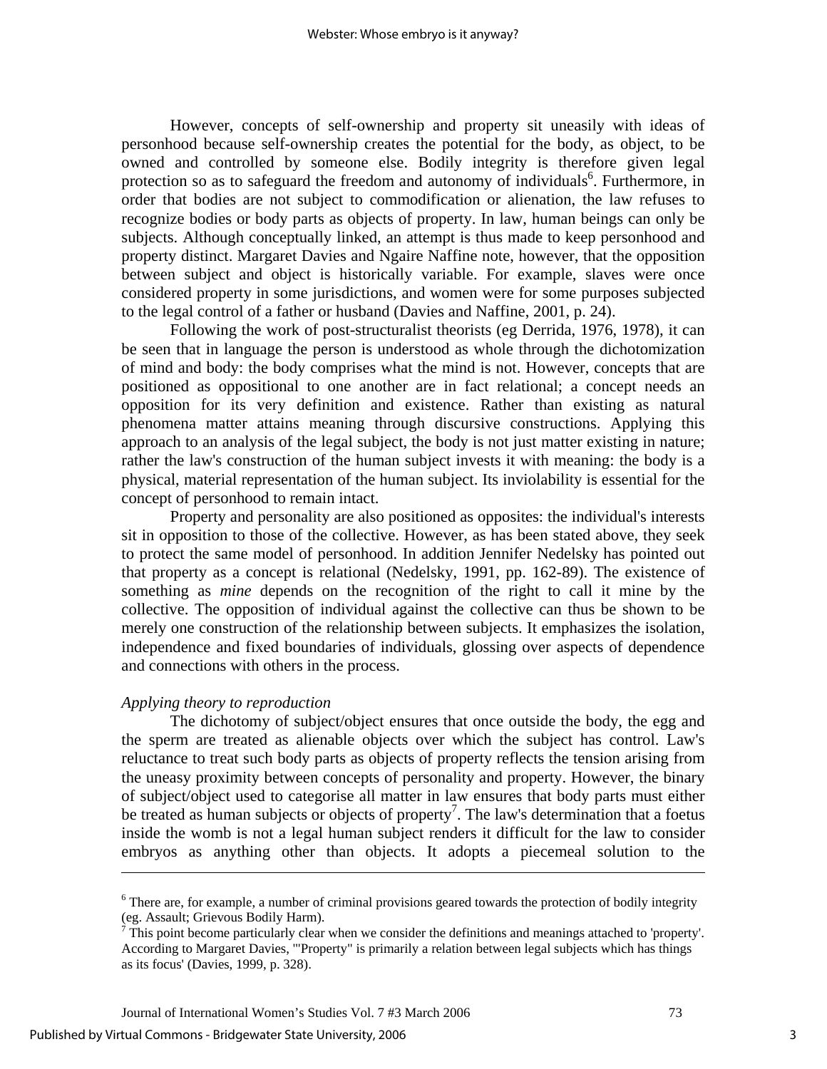However, concepts of self-ownership and property sit uneasily with ideas of personhood because self-ownership creates the potential for the body, as object, to be owned and controlled by someone else. Bodily integrity is therefore given legal protection so as to safeguard the freedom and autonomy of individuals[6]. Furthermore, in order that bodies are not subject to commodification or alienation, the law refuses to recognize bodies or body parts as objects of property. In law, human beings can only be subjects. Although conceptually linked, an attempt is thus made to keep personhood and property distinct. Margaret Davies and Ngaire Naffine note, however, that the opposition between subject and object is historically variable. For example, slaves were once considered property in some jurisdictions, and women were for some purposes subjected to the legal control of a father or husband (Davies and Naffine, 2001, p. 24).

Following the work of post-structuralist theorists (eg Derrida, 1976, 1978), it can be seen that in language the person is understood as whole through the dichotomization of mind and body: the body comprises what the mind is not. However, concepts that are positioned as oppositional to one another are in fact relational; a concept needs an opposition for its very definition and existence. Rather than existing as natural phenomena matter attains meaning through discursive constructions. Applying this approach to an analysis of the legal subject, the body is not just matter existing in nature; rather the law's construction of the human subject invests it with meaning: the body is a physical, material representation of the human subject. Its inviolability is essential for the concept of personhood to remain intact.

Property and personality are also positioned as opposites: the individual's interests sit in opposition to those of the collective. However, as has been stated above, they seek to protect the same model of personhood. In addition Jennifer Nedelsky has pointed out that property as a concept is relational (Nedelsky, 1991, pp. 162-89). The existence of something as *mine* depends on the recognition of the right to call it mine by the collective. The opposition of individual against the collective can thus be shown to be merely one construction of the relationship between subjects. It emphasizes the isolation, independence and fixed boundaries of individuals, glossing over aspects of dependence and connections with others in the process.

*Applying theory to reproduction*

The dichotomy of subject/object ensures that once outside the body, the egg and the sperm are treated as alienable objects over which the subject has control. Law's reluctance to treat such body parts as objects of property reflects the tension arising from the uneasy proximity between concepts of personality and property. However, the binary of subject/object used to categorise all matter in law ensures that body parts must either be treated as human subjects or objects of property[7]. The law's determination that a foetus inside the womb is not a legal human subject renders it difficult for the law to consider embryos as anything other than objects. It adopts a piecemeal solution to the

---

[6] There are, for example, a number of criminal provisions geared towards the protection of bodily integrity (eg. Assault; Grievous Bodily Harm).

[7] This point become particularly clear when we consider the definitions and meanings attached to 'property'. According to Margaret Davies, '"Property" is primarily a relation between legal subjects which has things as its focus' (Davies, 1999, p. 328).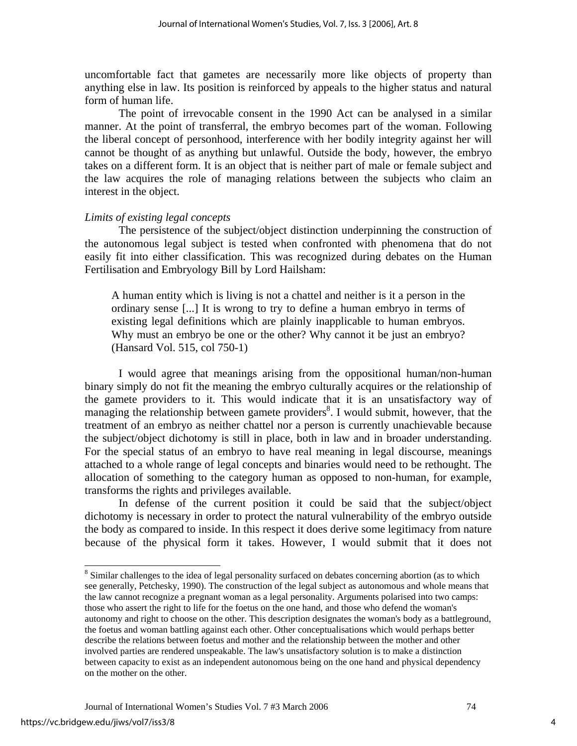uncomfortable fact that gametes are necessarily more like objects of property than anything else in law. Its position is reinforced by appeals to the higher status and natural form of human life.

The point of irrevocable consent in the 1990 Act can be analysed in a similar manner. At the point of transferral, the embryo becomes part of the woman. Following the liberal concept of personhood, interference with her bodily integrity against her will cannot be thought of as anything but unlawful. Outside the body, however, the embryo takes on a different form. It is an object that is neither part of male or female subject and the law acquires the role of managing relations between the subjects who claim an interest in the object.

*Limits of existing legal concepts*

The persistence of the subject/object distinction underpinning the construction of the autonomous legal subject is tested when confronted with phenomena that do not easily fit into either classification. This was recognized during debates on the Human Fertilisation and Embryology Bill by Lord Hailsham:

> A human entity which is living is not a chattel and neither is it a person in the ordinary sense [...] It is wrong to try to define a human embryo in terms of existing legal definitions which are plainly inapplicable to human embryos. Why must an embryo be one or the other? Why cannot it be just an embryo? (Hansard Vol. 515, col 750-1)

I would agree that meanings arising from the oppositional human/non-human binary simply do not fit the meaning the embryo culturally acquires or the relationship of the gamete providers to it. This would indicate that it is an unsatisfactory way of managing the relationship between gamete providers[8]. I would submit, however, that the treatment of an embryo as neither chattel nor a person is currently unachievable because the subject/object dichotomy is still in place, both in law and in broader understanding. For the special status of an embryo to have real meaning in legal discourse, meanings attached to a whole range of legal concepts and binaries would need to be rethought. The allocation of something to the category human as opposed to non-human, for example, transforms the rights and privileges available.

In defense of the current position it could be said that the subject/object dichotomy is necessary in order to protect the natural vulnerability of the embryo outside the body as compared to inside. In this respect it does derive some legitimacy from nature because of the physical form it takes. However, I would submit that it does not

---

[8] Similar challenges to the idea of legal personality surfaced on debates concerning abortion (as to which see generally, Petchesky, 1990). The construction of the legal subject as autonomous and whole means that the law cannot recognize a pregnant woman as a legal personality. Arguments polarised into two camps: those who assert the right to life for the foetus on the one hand, and those who defend the woman's autonomy and right to choose on the other. This description designates the woman's body as a battleground, the foetus and woman battling against each other. Other conceptualisations which would perhaps better describe the relations between foetus and mother and the relationship between the mother and other involved parties are rendered unspeakable. The law's unsatisfactory solution is to make a distinction between capacity to exist as an independent autonomous being on the one hand and physical dependency on the mother on the other.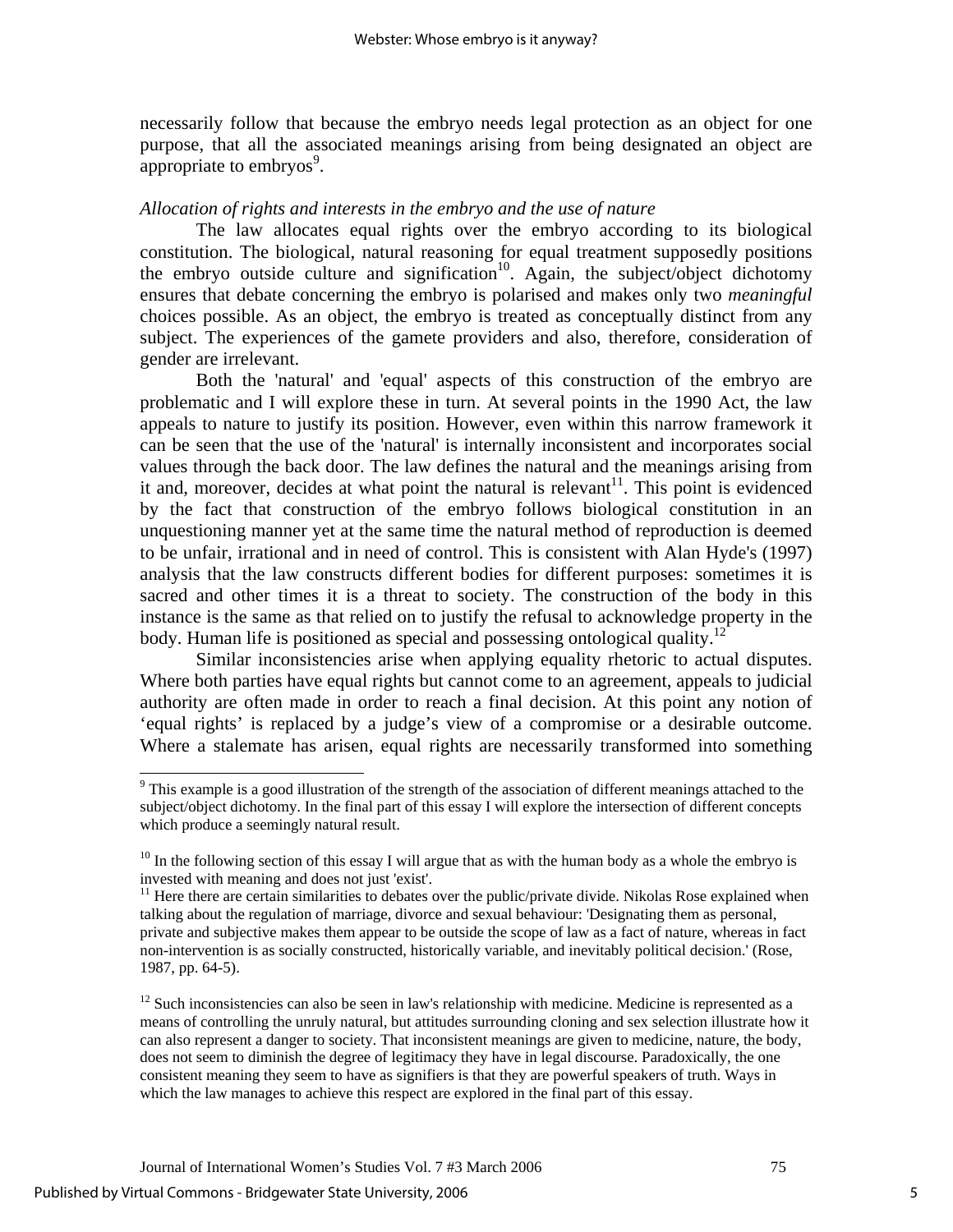necessarily follow that because the embryo needs legal protection as an object for one purpose, that all the associated meanings arising from being designated an object are appropriate to embryos[9].

*Allocation of rights and interests in the embryo and the use of nature*

The law allocates equal rights over the embryo according to its biological constitution. The biological, natural reasoning for equal treatment supposedly positions the embryo outside culture and signification[10]. Again, the subject/object dichotomy ensures that debate concerning the embryo is polarised and makes only two *meaningful* choices possible. As an object, the embryo is treated as conceptually distinct from any subject. The experiences of the gamete providers and also, therefore, consideration of gender are irrelevant.

Both the 'natural' and 'equal' aspects of this construction of the embryo are problematic and I will explore these in turn. At several points in the 1990 Act, the law appeals to nature to justify its position. However, even within this narrow framework it can be seen that the use of the 'natural' is internally inconsistent and incorporates social values through the back door. The law defines the natural and the meanings arising from it and, moreover, decides at what point the natural is relevant[11]. This point is evidenced by the fact that construction of the embryo follows biological constitution in an unquestioning manner yet at the same time the natural method of reproduction is deemed to be unfair, irrational and in need of control. This is consistent with Alan Hyde's (1997) analysis that the law constructs different bodies for different purposes: sometimes it is sacred and other times it is a threat to society. The construction of the body in this instance is the same as that relied on to justify the refusal to acknowledge property in the body. Human life is positioned as special and possessing ontological quality.[12]

Similar inconsistencies arise when applying equality rhetoric to actual disputes. Where both parties have equal rights but cannot come to an agreement, appeals to judicial authority are often made in order to reach a final decision. At this point any notion of 'equal rights' is replaced by a judge's view of a compromise or a desirable outcome. Where a stalemate has arisen, equal rights are necessarily transformed into something

---

[9] This example is a good illustration of the strength of the association of different meanings attached to the subject/object dichotomy. In the final part of this essay I will explore the intersection of different concepts which produce a seemingly natural result.

[10] In the following section of this essay I will argue that as with the human body as a whole the embryo is invested with meaning and does not just 'exist'.

[11] Here there are certain similarities to debates over the public/private divide. Nikolas Rose explained when talking about the regulation of marriage, divorce and sexual behaviour: 'Designating them as personal, private and subjective makes them appear to be outside the scope of law as a fact of nature, whereas in fact non-intervention is as socially constructed, historically variable, and inevitably political decision.' (Rose, 1987, pp. 64-5).

[12] Such inconsistencies can also be seen in law's relationship with medicine. Medicine is represented as a means of controlling the unruly natural, but attitudes surrounding cloning and sex selection illustrate how it can also represent a danger to society. That inconsistent meanings are given to medicine, nature, the body, does not seem to diminish the degree of legitimacy they have in legal discourse. Paradoxically, the one consistent meaning they seem to have as signifiers is that they are powerful speakers of truth. Ways in which the law manages to achieve this respect are explored in the final part of this essay.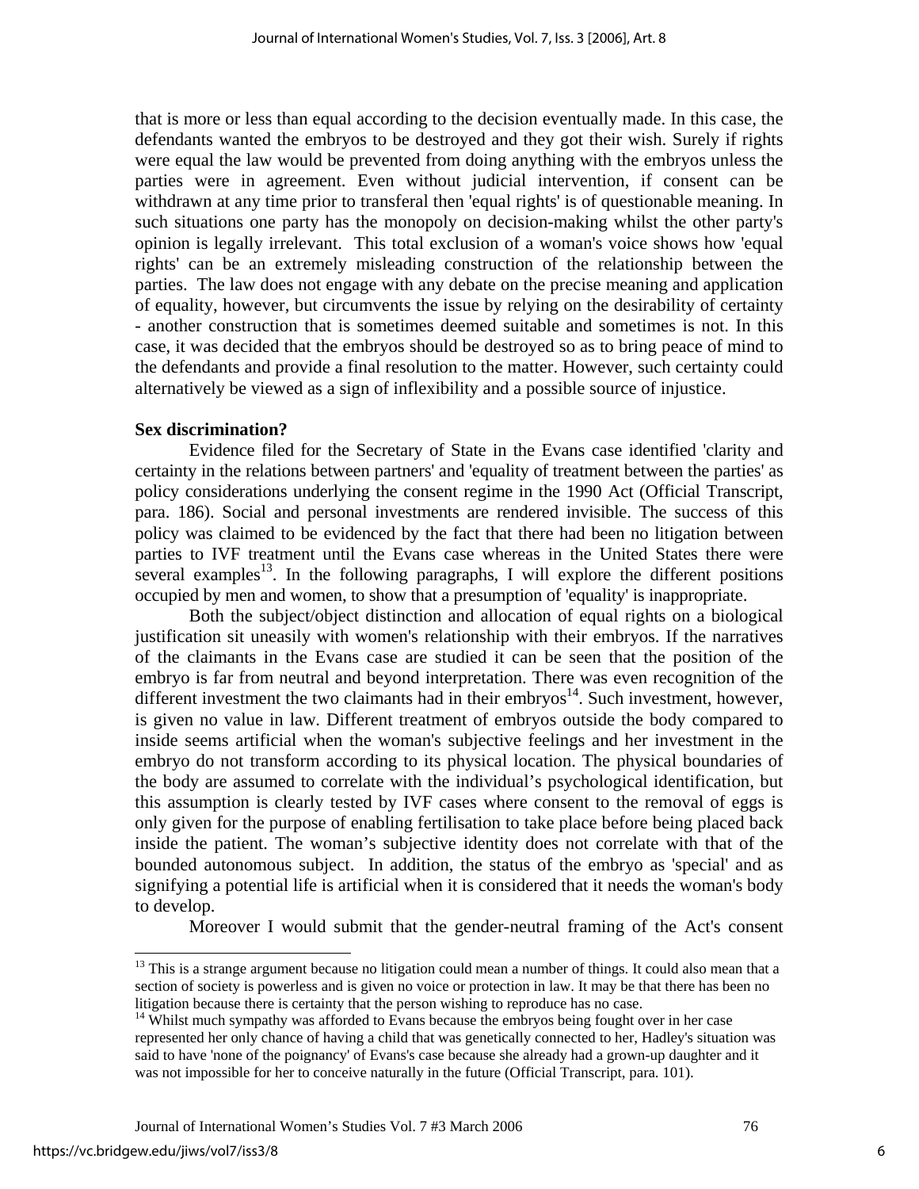that is more or less than equal according to the decision eventually made. In this case, the defendants wanted the embryos to be destroyed and they got their wish. Surely if rights were equal the law would be prevented from doing anything with the embryos unless the parties were in agreement. Even without judicial intervention, if consent can be withdrawn at any time prior to transferal then 'equal rights' is of questionable meaning. In such situations one party has the monopoly on decision-making whilst the other party's opinion is legally irrelevant. This total exclusion of a woman's voice shows how 'equal rights' can be an extremely misleading construction of the relationship between the parties. The law does not engage with any debate on the precise meaning and application of equality, however, but circumvents the issue by relying on the desirability of certainty - another construction that is sometimes deemed suitable and sometimes is not. In this case, it was decided that the embryos should be destroyed so as to bring peace of mind to the defendants and provide a final resolution to the matter. However, such certainty could alternatively be viewed as a sign of inflexibility and a possible source of injustice.

**Sex discrimination?**

Evidence filed for the Secretary of State in the Evans case identified 'clarity and certainty in the relations between partners' and 'equality of treatment between the parties' as policy considerations underlying the consent regime in the 1990 Act (Official Transcript, para. 186). Social and personal investments are rendered invisible. The success of this policy was claimed to be evidenced by the fact that there had been no litigation between parties to IVF treatment until the Evans case whereas in the United States there were several examples[13]. In the following paragraphs, I will explore the different positions occupied by men and women, to show that a presumption of 'equality' is inappropriate.

Both the subject/object distinction and allocation of equal rights on a biological justification sit uneasily with women's relationship with their embryos. If the narratives of the claimants in the Evans case are studied it can be seen that the position of the embryo is far from neutral and beyond interpretation. There was even recognition of the different investment the two claimants had in their embryos[14]. Such investment, however, is given no value in law. Different treatment of embryos outside the body compared to inside seems artificial when the woman's subjective feelings and her investment in the embryo do not transform according to its physical location. The physical boundaries of the body are assumed to correlate with the individual's psychological identification, but this assumption is clearly tested by IVF cases where consent to the removal of eggs is only given for the purpose of enabling fertilisation to take place before being placed back inside the patient. The woman's subjective identity does not correlate with that of the bounded autonomous subject. In addition, the status of the embryo as 'special' and as signifying a potential life is artificial when it is considered that it needs the woman's body to develop.

Moreover I would submit that the gender-neutral framing of the Act's consent

[13] This is a strange argument because no litigation could mean a number of things. It could also mean that a section of society is powerless and is given no voice or protection in law. It may be that there has been no litigation because there is certainty that the person wishing to reproduce has no case.

[14] Whilst much sympathy was afforded to Evans because the embryos being fought over in her case represented her only chance of having a child that was genetically connected to her, Hadley's situation was said to have 'none of the poignancy' of Evans's case because she already had a grown-up daughter and it was not impossible for her to conceive naturally in the future (Official Transcript, para. 101).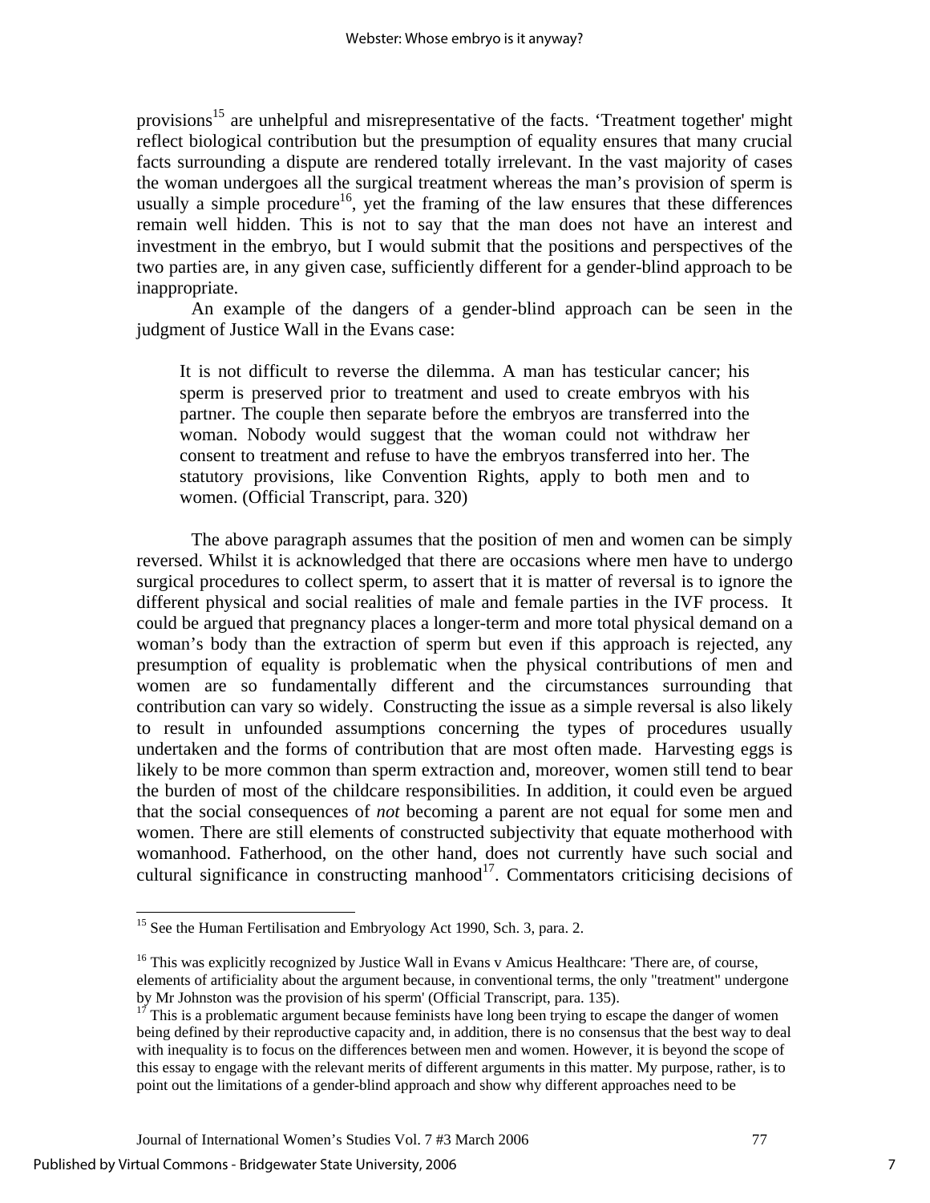provisions[15] are unhelpful and misrepresentative of the facts. 'Treatment together' might reflect biological contribution but the presumption of equality ensures that many crucial facts surrounding a dispute are rendered totally irrelevant. In the vast majority of cases the woman undergoes all the surgical treatment whereas the man's provision of sperm is usually a simple procedure[16], yet the framing of the law ensures that these differences remain well hidden. This is not to say that the man does not have an interest and investment in the embryo, but I would submit that the positions and perspectives of the two parties are, in any given case, sufficiently different for a gender-blind approach to be inappropriate.

An example of the dangers of a gender-blind approach can be seen in the judgment of Justice Wall in the Evans case:

> It is not difficult to reverse the dilemma. A man has testicular cancer; his sperm is preserved prior to treatment and used to create embryos with his partner. The couple then separate before the embryos are transferred into the woman. Nobody would suggest that the woman could not withdraw her consent to treatment and refuse to have the embryos transferred into her. The statutory provisions, like Convention Rights, apply to both men and to women. (Official Transcript, para. 320)

The above paragraph assumes that the position of men and women can be simply reversed. Whilst it is acknowledged that there are occasions where men have to undergo surgical procedures to collect sperm, to assert that it is matter of reversal is to ignore the different physical and social realities of male and female parties in the IVF process. It could be argued that pregnancy places a longer-term and more total physical demand on a woman's body than the extraction of sperm but even if this approach is rejected, any presumption of equality is problematic when the physical contributions of men and women are so fundamentally different and the circumstances surrounding that contribution can vary so widely. Constructing the issue as a simple reversal is also likely to result in unfounded assumptions concerning the types of procedures usually undertaken and the forms of contribution that are most often made. Harvesting eggs is likely to be more common than sperm extraction and, moreover, women still tend to bear the burden of most of the childcare responsibilities. In addition, it could even be argued that the social consequences of *not* becoming a parent are not equal for some men and women. There are still elements of constructed subjectivity that equate motherhood with womanhood. Fatherhood, on the other hand, does not currently have such social and cultural significance in constructing manhood[17]. Commentators criticising decisions of

---

[15] See the Human Fertilisation and Embryology Act 1990, Sch. 3, para. 2.

[16] This was explicitly recognized by Justice Wall in Evans v Amicus Healthcare: 'There are, of course, elements of artificiality about the argument because, in conventional terms, the only "treatment" undergone by Mr Johnston was the provision of his sperm' (Official Transcript, para. 135).

[17] This is a problematic argument because feminists have long been trying to escape the danger of women being defined by their reproductive capacity and, in addition, there is no consensus that the best way to deal with inequality is to focus on the differences between men and women. However, it is beyond the scope of this essay to engage with the relevant merits of different arguments in this matter. My purpose, rather, is to point out the limitations of a gender-blind approach and show why different approaches need to be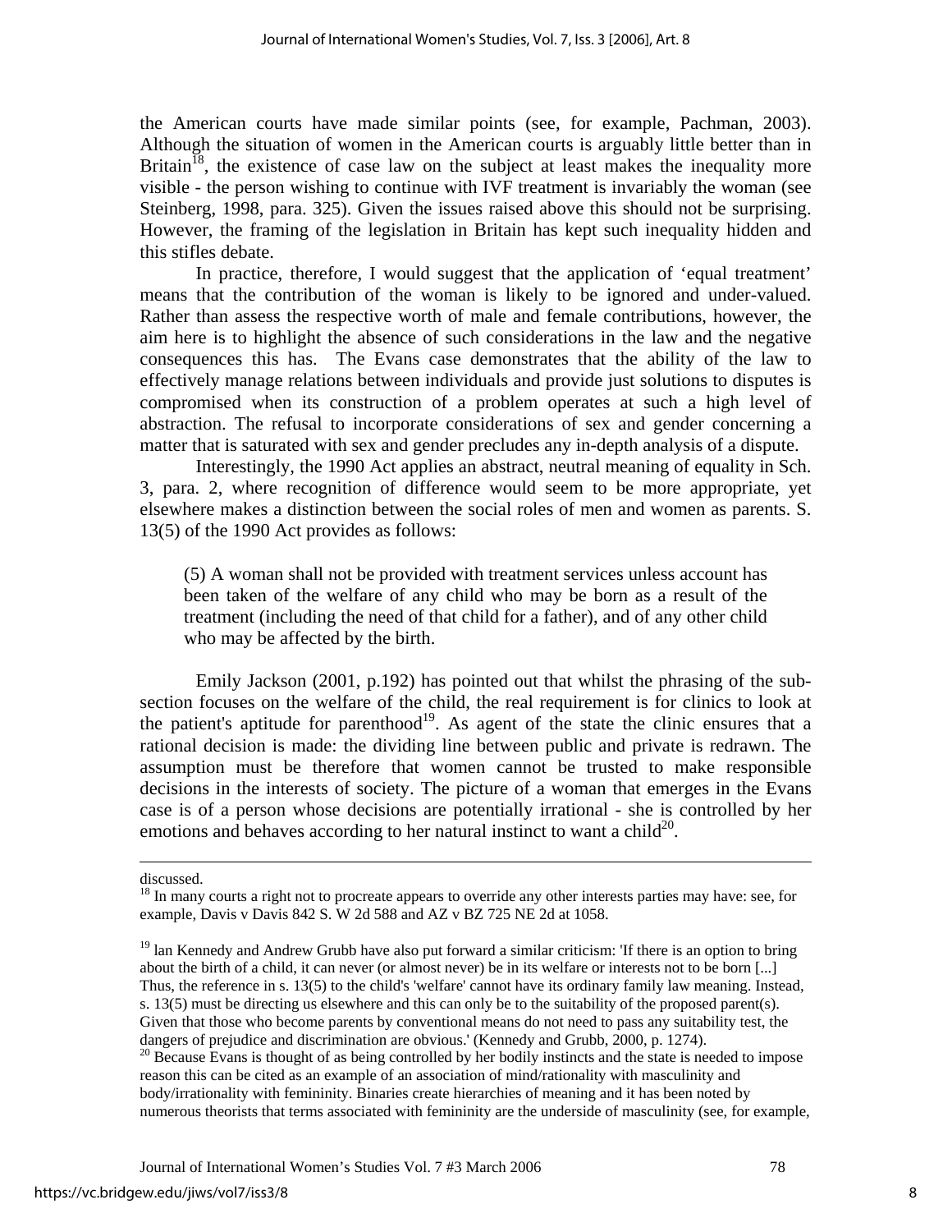the American courts have made similar points (see, for example, Pachman, 2003). Although the situation of women in the American courts is arguably little better than in Britain[18], the existence of case law on the subject at least makes the inequality more visible - the person wishing to continue with IVF treatment is invariably the woman (see Steinberg, 1998, para. 325). Given the issues raised above this should not be surprising. However, the framing of the legislation in Britain has kept such inequality hidden and this stifles debate.

In practice, therefore, I would suggest that the application of 'equal treatment' means that the contribution of the woman is likely to be ignored and under-valued. Rather than assess the respective worth of male and female contributions, however, the aim here is to highlight the absence of such considerations in the law and the negative consequences this has. The Evans case demonstrates that the ability of the law to effectively manage relations between individuals and provide just solutions to disputes is compromised when its construction of a problem operates at such a high level of abstraction. The refusal to incorporate considerations of sex and gender concerning a matter that is saturated with sex and gender precludes any in-depth analysis of a dispute.

Interestingly, the 1990 Act applies an abstract, neutral meaning of equality in Sch. 3, para. 2, where recognition of difference would seem to be more appropriate, yet elsewhere makes a distinction between the social roles of men and women as parents. S. 13(5) of the 1990 Act provides as follows:

> (5) A woman shall not be provided with treatment services unless account has been taken of the welfare of any child who may be born as a result of the treatment (including the need of that child for a father), and of any other child who may be affected by the birth.

Emily Jackson (2001, p.192) has pointed out that whilst the phrasing of the sub-section focuses on the welfare of the child, the real requirement is for clinics to look at the patient's aptitude for parenthood[19]. As agent of the state the clinic ensures that a rational decision is made: the dividing line between public and private is redrawn. The assumption must be therefore that women cannot be trusted to make responsible decisions in the interests of society. The picture of a woman that emerges in the Evans case is of a person whose decisions are potentially irrational - she is controlled by her emotions and behaves according to her natural instinct to want a child[20].

---

discussed.

[18] In many courts a right not to procreate appears to override any other interests parties may have: see, for example, Davis v Davis 842 S. W 2d 588 and AZ v BZ 725 NE 2d at 1058.

[19] Ian Kennedy and Andrew Grubb have also put forward a similar criticism: 'If there is an option to bring about the birth of a child, it can never (or almost never) be in its welfare or interests not to be born [...] Thus, the reference in s. 13(5) to the child's 'welfare' cannot have its ordinary family law meaning. Instead, s. 13(5) must be directing us elsewhere and this can only be to the suitability of the proposed parent(s). Given that those who become parents by conventional means do not need to pass any suitability test, the dangers of prejudice and discrimination are obvious.' (Kennedy and Grubb, 2000, p. 1274).

[20] Because Evans is thought of as being controlled by her bodily instincts and the state is needed to impose reason this can be cited as an example of an association of mind/rationality with masculinity and body/irrationality with femininity. Binaries create hierarchies of meaning and it has been noted by numerous theorists that terms associated with femininity are the underside of masculinity (see, for example,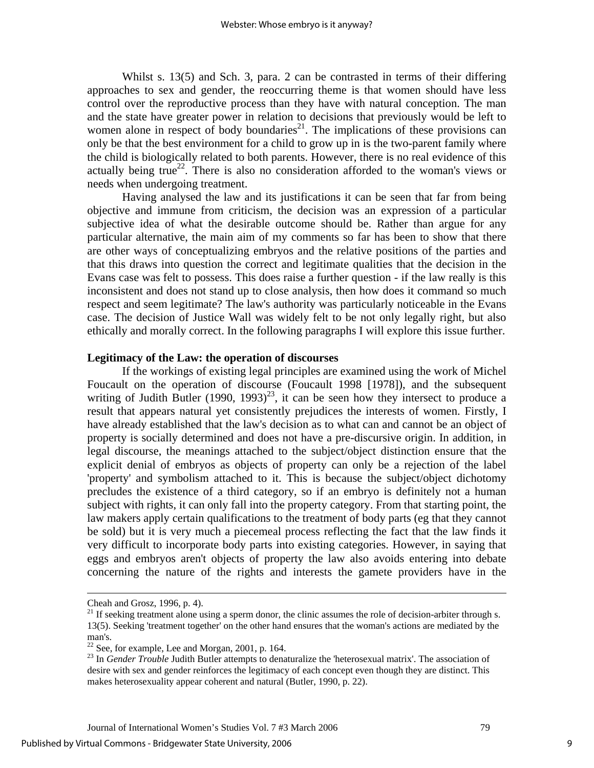Whilst s. 13(5) and Sch. 3, para. 2 can be contrasted in terms of their differing approaches to sex and gender, the reoccurring theme is that women should have less control over the reproductive process than they have with natural conception. The man and the state have greater power in relation to decisions that previously would be left to women alone in respect of body boundaries[21]. The implications of these provisions can only be that the best environment for a child to grow up in is the two-parent family where the child is biologically related to both parents. However, there is no real evidence of this actually being true[22]. There is also no consideration afforded to the woman's views or needs when undergoing treatment.

Having analysed the law and its justifications it can be seen that far from being objective and immune from criticism, the decision was an expression of a particular subjective idea of what the desirable outcome should be. Rather than argue for any particular alternative, the main aim of my comments so far has been to show that there are other ways of conceptualizing embryos and the relative positions of the parties and that this draws into question the correct and legitimate qualities that the decision in the Evans case was felt to possess. This does raise a further question - if the law really is this inconsistent and does not stand up to close analysis, then how does it command so much respect and seem legitimate? The law's authority was particularly noticeable in the Evans case. The decision of Justice Wall was widely felt to be not only legally right, but also ethically and morally correct. In the following paragraphs I will explore this issue further.

**Legitimacy of the Law: the operation of discourses**

If the workings of existing legal principles are examined using the work of Michel Foucault on the operation of discourse (Foucault 1998 [1978]), and the subsequent writing of Judith Butler (1990, 1993)[23], it can be seen how they intersect to produce a result that appears natural yet consistently prejudices the interests of women. Firstly, I have already established that the law's decision as to what can and cannot be an object of property is socially determined and does not have a pre-discursive origin. In addition, in legal discourse, the meanings attached to the subject/object distinction ensure that the explicit denial of embryos as objects of property can only be a rejection of the label 'property' and symbolism attached to it. This is because the subject/object dichotomy precludes the existence of a third category, so if an embryo is definitely not a human subject with rights, it can only fall into the property category. From that starting point, the law makers apply certain qualifications to the treatment of body parts (eg that they cannot be sold) but it is very much a piecemeal process reflecting the fact that the law finds it very difficult to incorporate body parts into existing categories. However, in saying that eggs and embryos aren't objects of property the law also avoids entering into debate concerning the nature of the rights and interests the gamete providers have in the

---

Cheah and Grosz, 1996, p. 4).

[21] If seeking treatment alone using a sperm donor, the clinic assumes the role of decision-arbiter through s. 13(5). Seeking 'treatment together' on the other hand ensures that the woman's actions are mediated by the man's.

[22] See, for example, Lee and Morgan, 2001, p. 164.

[23] In *Gender Trouble* Judith Butler attempts to denaturalize the 'heterosexual matrix'. The association of desire with sex and gender reinforces the legitimacy of each concept even though they are distinct. This makes heterosexuality appear coherent and natural (Butler, 1990, p. 22).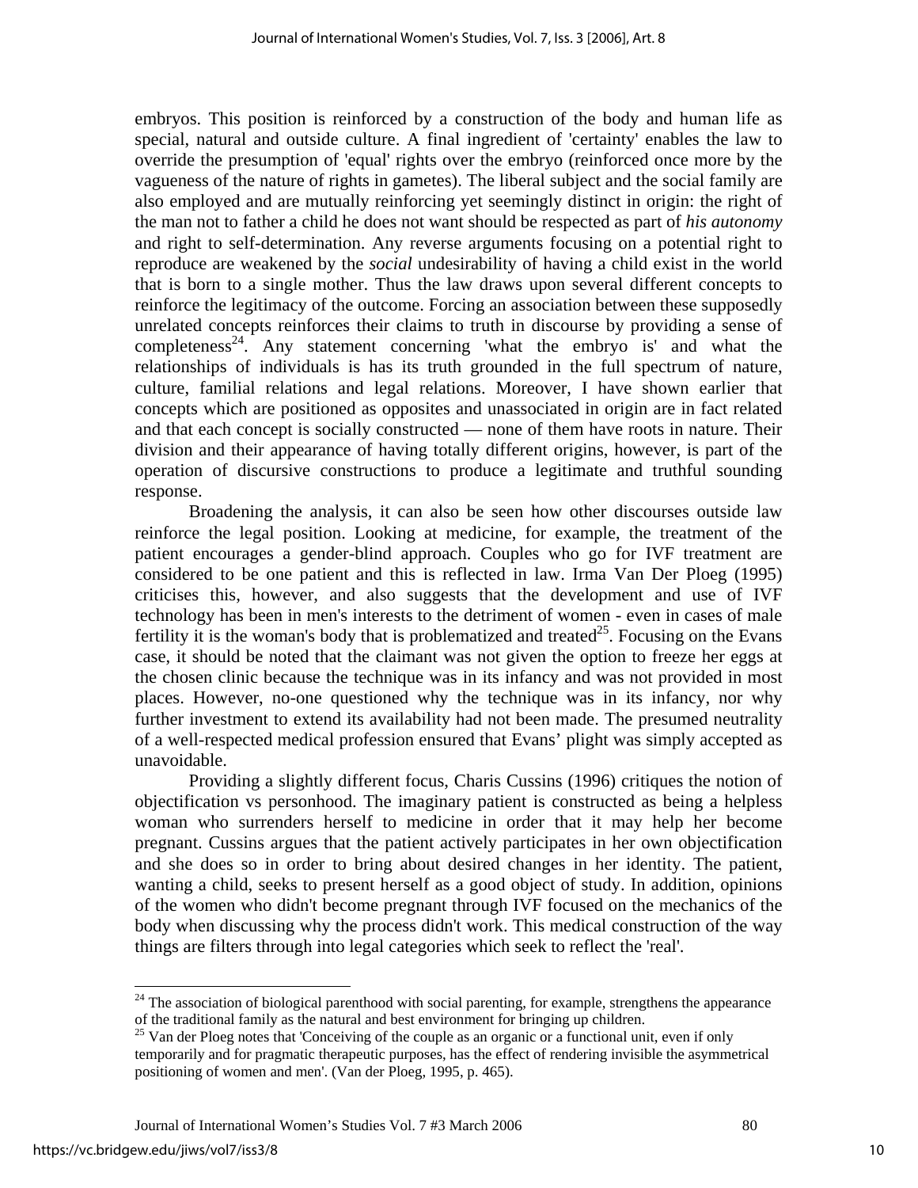embryos. This position is reinforced by a construction of the body and human life as special, natural and outside culture. A final ingredient of 'certainty' enables the law to override the presumption of 'equal' rights over the embryo (reinforced once more by the vagueness of the nature of rights in gametes). The liberal subject and the social family are also employed and are mutually reinforcing yet seemingly distinct in origin: the right of the man not to father a child he does not want should be respected as part of *his autonomy* and right to self-determination. Any reverse arguments focusing on a potential right to reproduce are weakened by the *social* undesirability of having a child exist in the world that is born to a single mother. Thus the law draws upon several different concepts to reinforce the legitimacy of the outcome. Forcing an association between these supposedly unrelated concepts reinforces their claims to truth in discourse by providing a sense of completeness[24]. Any statement concerning 'what the embryo is' and what the relationships of individuals is has its truth grounded in the full spectrum of nature, culture, familial relations and legal relations. Moreover, I have shown earlier that concepts which are positioned as opposites and unassociated in origin are in fact related and that each concept is socially constructed — none of them have roots in nature. Their division and their appearance of having totally different origins, however, is part of the operation of discursive constructions to produce a legitimate and truthful sounding response.

Broadening the analysis, it can also be seen how other discourses outside law reinforce the legal position. Looking at medicine, for example, the treatment of the patient encourages a gender-blind approach. Couples who go for IVF treatment are considered to be one patient and this is reflected in law. Irma Van Der Ploeg (1995) criticises this, however, and also suggests that the development and use of IVF technology has been in men's interests to the detriment of women - even in cases of male fertility it is the woman's body that is problematized and treated[25]. Focusing on the Evans case, it should be noted that the claimant was not given the option to freeze her eggs at the chosen clinic because the technique was in its infancy and was not provided in most places. However, no-one questioned why the technique was in its infancy, nor why further investment to extend its availability had not been made. The presumed neutrality of a well-respected medical profession ensured that Evans' plight was simply accepted as unavoidable.

Providing a slightly different focus, Charis Cussins (1996) critiques the notion of objectification vs personhood. The imaginary patient is constructed as being a helpless woman who surrenders herself to medicine in order that it may help her become pregnant. Cussins argues that the patient actively participates in her own objectification and she does so in order to bring about desired changes in her identity. The patient, wanting a child, seeks to present herself as a good object of study. In addition, opinions of the women who didn't become pregnant through IVF focused on the mechanics of the body when discussing why the process didn't work. This medical construction of the way things are filters through into legal categories which seek to reflect the 'real'.

---

[24] The association of biological parenthood with social parenting, for example, strengthens the appearance of the traditional family as the natural and best environment for bringing up children.

[25] Van der Ploeg notes that 'Conceiving of the couple as an organic or a functional unit, even if only temporarily and for pragmatic therapeutic purposes, has the effect of rendering invisible the asymmetrical positioning of women and men'. (Van der Ploeg, 1995, p. 465).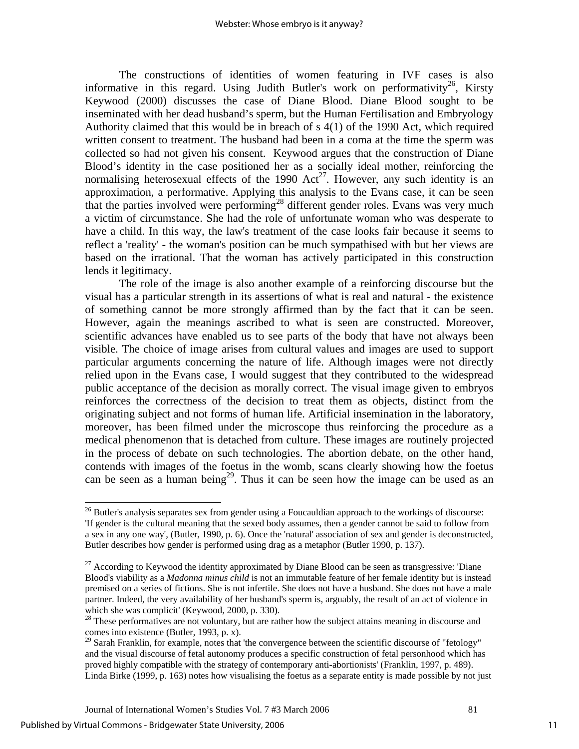The constructions of identities of women featuring in IVF cases is also informative in this regard. Using Judith Butler's work on performativity[26], Kirsty Keywood (2000) discusses the case of Diane Blood. Diane Blood sought to be inseminated with her dead husband's sperm, but the Human Fertilisation and Embryology Authority claimed that this would be in breach of s 4(1) of the 1990 Act, which required written consent to treatment. The husband had been in a coma at the time the sperm was collected so had not given his consent. Keywood argues that the construction of Diane Blood's identity in the case positioned her as a socially ideal mother, reinforcing the normalising heterosexual effects of the 1990 Act[27]. However, any such identity is an approximation, a performative. Applying this analysis to the Evans case, it can be seen that the parties involved were performing[28] different gender roles. Evans was very much a victim of circumstance. She had the role of unfortunate woman who was desperate to have a child. In this way, the law's treatment of the case looks fair because it seems to reflect a 'reality' - the woman's position can be much sympathised with but her views are based on the irrational. That the woman has actively participated in this construction lends it legitimacy.

The role of the image is also another example of a reinforcing discourse but the visual has a particular strength in its assertions of what is real and natural - the existence of something cannot be more strongly affirmed than by the fact that it can be seen. However, again the meanings ascribed to what is seen are constructed. Moreover, scientific advances have enabled us to see parts of the body that have not always been visible. The choice of image arises from cultural values and images are used to support particular arguments concerning the nature of life. Although images were not directly relied upon in the Evans case, I would suggest that they contributed to the widespread public acceptance of the decision as morally correct. The visual image given to embryos reinforces the correctness of the decision to treat them as objects, distinct from the originating subject and not forms of human life. Artificial insemination in the laboratory, moreover, has been filmed under the microscope thus reinforcing the procedure as a medical phenomenon that is detached from culture. These images are routinely projected in the process of debate on such technologies. The abortion debate, on the other hand, contends with images of the foetus in the womb, scans clearly showing how the foetus can be seen as a human being[29]. Thus it can be seen how the image can be used as an

---

[26] Butler's analysis separates sex from gender using a Foucauldian approach to the workings of discourse: 'If gender is the cultural meaning that the sexed body assumes, then a gender cannot be said to follow from a sex in any one way', (Butler, 1990, p. 6). Once the 'natural' association of sex and gender is deconstructed, Butler describes how gender is performed using drag as a metaphor (Butler 1990, p. 137).

[27] According to Keywood the identity approximated by Diane Blood can be seen as transgressive: 'Diane Blood's viability as a *Madonna minus child* is not an immutable feature of her female identity but is instead premised on a series of fictions. She is not infertile. She does not have a husband. She does not have a male partner. Indeed, the very availability of her husband's sperm is, arguably, the result of an act of violence in which she was complicit' (Keywood, 2000, p. 330).

[28] These performatives are not voluntary, but are rather how the subject attains meaning in discourse and comes into existence (Butler, 1993, p. x).

[29] Sarah Franklin, for example, notes that 'the convergence between the scientific discourse of "fetology" and the visual discourse of fetal autonomy produces a specific construction of fetal personhood which has proved highly compatible with the strategy of contemporary anti-abortionists' (Franklin, 1997, p. 489). Linda Birke (1999, p. 163) notes how visualising the foetus as a separate entity is made possible by not just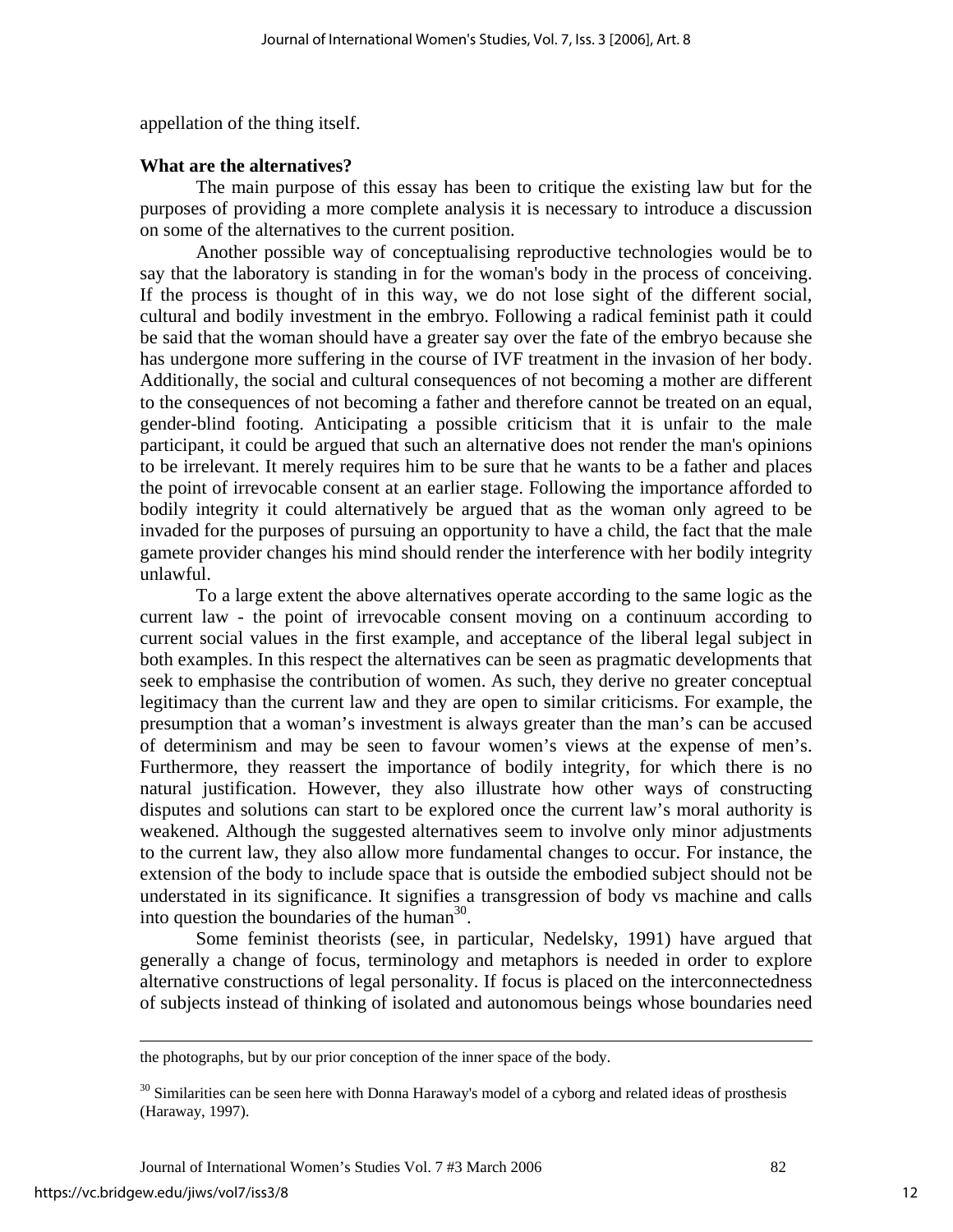appellation of the thing itself.

**What are the alternatives?**

The main purpose of this essay has been to critique the existing law but for the purposes of providing a more complete analysis it is necessary to introduce a discussion on some of the alternatives to the current position.

Another possible way of conceptualising reproductive technologies would be to say that the laboratory is standing in for the woman's body in the process of conceiving. If the process is thought of in this way, we do not lose sight of the different social, cultural and bodily investment in the embryo. Following a radical feminist path it could be said that the woman should have a greater say over the fate of the embryo because she has undergone more suffering in the course of IVF treatment in the invasion of her body. Additionally, the social and cultural consequences of not becoming a mother are different to the consequences of not becoming a father and therefore cannot be treated on an equal, gender-blind footing. Anticipating a possible criticism that it is unfair to the male participant, it could be argued that such an alternative does not render the man's opinions to be irrelevant. It merely requires him to be sure that he wants to be a father and places the point of irrevocable consent at an earlier stage. Following the importance afforded to bodily integrity it could alternatively be argued that as the woman only agreed to be invaded for the purposes of pursuing an opportunity to have a child, the fact that the male gamete provider changes his mind should render the interference with her bodily integrity unlawful.

To a large extent the above alternatives operate according to the same logic as the current law - the point of irrevocable consent moving on a continuum according to current social values in the first example, and acceptance of the liberal legal subject in both examples. In this respect the alternatives can be seen as pragmatic developments that seek to emphasise the contribution of women. As such, they derive no greater conceptual legitimacy than the current law and they are open to similar criticisms. For example, the presumption that a woman's investment is always greater than the man's can be accused of determinism and may be seen to favour women's views at the expense of men's. Furthermore, they reassert the importance of bodily integrity, for which there is no natural justification. However, they also illustrate how other ways of constructing disputes and solutions can start to be explored once the current law's moral authority is weakened. Although the suggested alternatives seem to involve only minor adjustments to the current law, they also allow more fundamental changes to occur. For instance, the extension of the body to include space that is outside the embodied subject should not be understated in its significance. It signifies a transgression of body vs machine and calls into question the boundaries of the human[30].

Some feminist theorists (see, in particular, Nedelsky, 1991) have argued that generally a change of focus, terminology and metaphors is needed in order to explore alternative constructions of legal personality. If focus is placed on the interconnectedness of subjects instead of thinking of isolated and autonomous beings whose boundaries need

---

the photographs, but by our prior conception of the inner space of the body.

[30] Similarities can be seen here with Donna Haraway's model of a cyborg and related ideas of prosthesis (Haraway, 1997).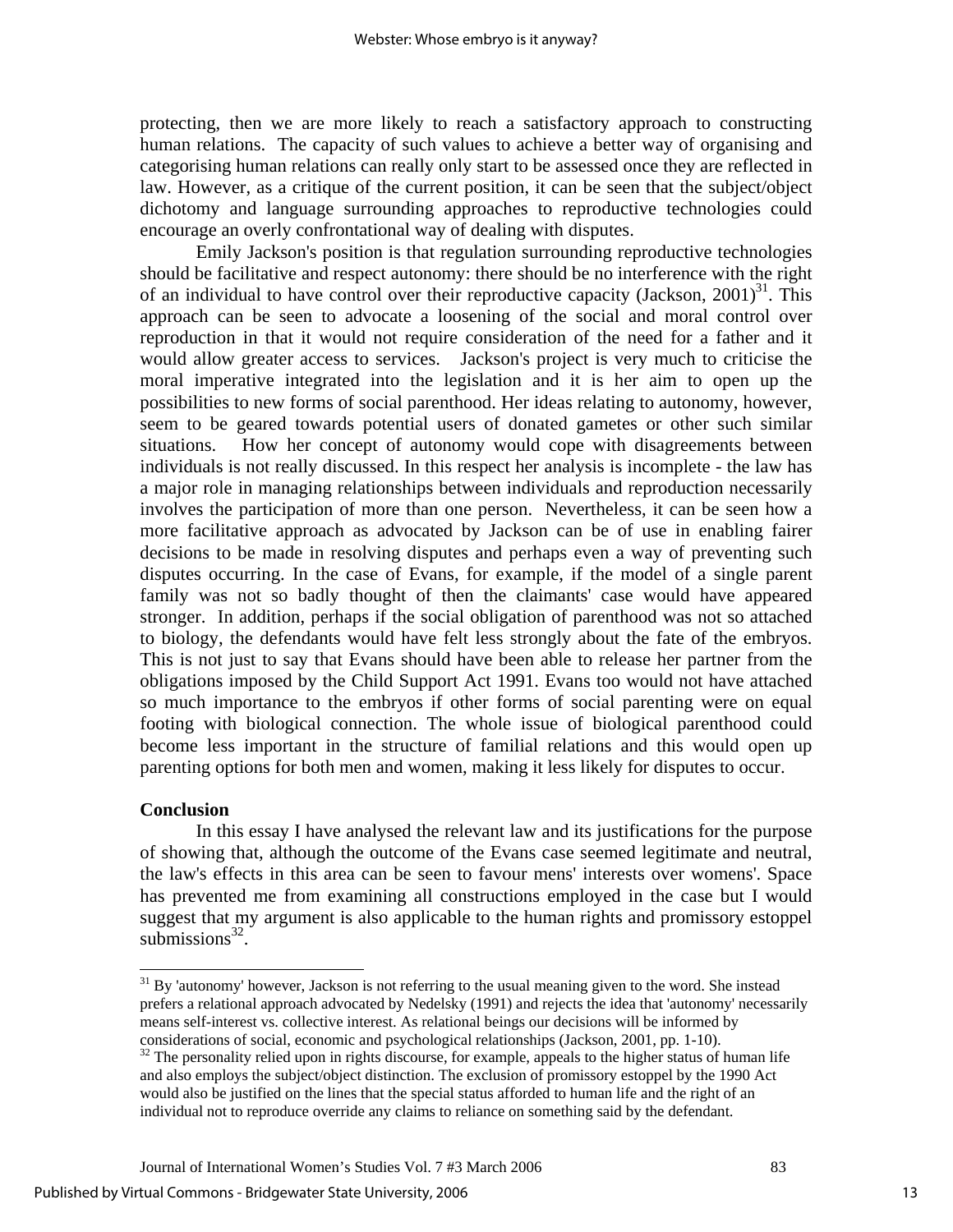protecting, then we are more likely to reach a satisfactory approach to constructing human relations. The capacity of such values to achieve a better way of organising and categorising human relations can really only start to be assessed once they are reflected in law. However, as a critique of the current position, it can be seen that the subject/object dichotomy and language surrounding approaches to reproductive technologies could encourage an overly confrontational way of dealing with disputes.

Emily Jackson's position is that regulation surrounding reproductive technologies should be facilitative and respect autonomy: there should be no interference with the right of an individual to have control over their reproductive capacity (Jackson, 2001)[31]. This approach can be seen to advocate a loosening of the social and moral control over reproduction in that it would not require consideration of the need for a father and it would allow greater access to services. Jackson's project is very much to criticise the moral imperative integrated into the legislation and it is her aim to open up the possibilities to new forms of social parenthood. Her ideas relating to autonomy, however, seem to be geared towards potential users of donated gametes or other such similar situations. How her concept of autonomy would cope with disagreements between individuals is not really discussed. In this respect her analysis is incomplete - the law has a major role in managing relationships between individuals and reproduction necessarily involves the participation of more than one person. Nevertheless, it can be seen how a more facilitative approach as advocated by Jackson can be of use in enabling fairer decisions to be made in resolving disputes and perhaps even a way of preventing such disputes occurring. In the case of Evans, for example, if the model of a single parent family was not so badly thought of then the claimants' case would have appeared stronger. In addition, perhaps if the social obligation of parenthood was not so attached to biology, the defendants would have felt less strongly about the fate of the embryos. This is not just to say that Evans should have been able to release her partner from the obligations imposed by the Child Support Act 1991. Evans too would not have attached so much importance to the embryos if other forms of social parenting were on equal footing with biological connection. The whole issue of biological parenthood could become less important in the structure of familial relations and this would open up parenting options for both men and women, making it less likely for disputes to occur.

## Conclusion

In this essay I have analysed the relevant law and its justifications for the purpose of showing that, although the outcome of the Evans case seemed legitimate and neutral, the law's effects in this area can be seen to favour mens' interests over womens'. Space has prevented me from examining all constructions employed in the case but I would suggest that my argument is also applicable to the human rights and promissory estoppel submissions[32].

---

[31] By 'autonomy' however, Jackson is not referring to the usual meaning given to the word. She instead prefers a relational approach advocated by Nedelsky (1991) and rejects the idea that 'autonomy' necessarily means self-interest vs. collective interest. As relational beings our decisions will be informed by considerations of social, economic and psychological relationships (Jackson, 2001, pp. 1-10).

[32] The personality relied upon in rights discourse, for example, appeals to the higher status of human life and also employs the subject/object distinction. The exclusion of promissory estoppel by the 1990 Act would also be justified on the lines that the special status afforded to human life and the right of an individual not to reproduce override any claims to reliance on something said by the defendant.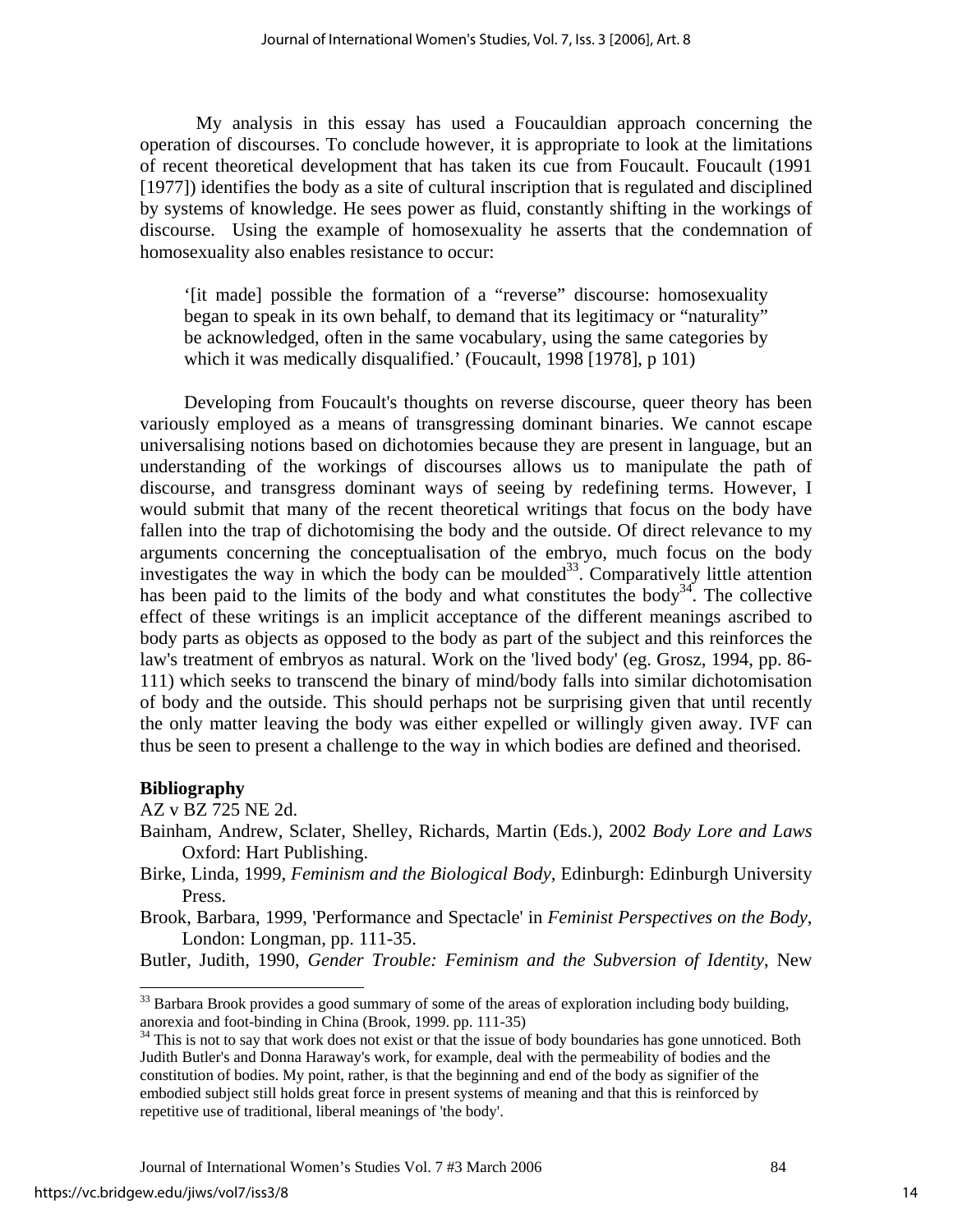My analysis in this essay has used a Foucauldian approach concerning the operation of discourses. To conclude however, it is appropriate to look at the limitations of recent theoretical development that has taken its cue from Foucault. Foucault (1991 [1977]) identifies the body as a site of cultural inscription that is regulated and disciplined by systems of knowledge. He sees power as fluid, constantly shifting in the workings of discourse. Using the example of homosexuality he asserts that the condemnation of homosexuality also enables resistance to occur:

> '[it made] possible the formation of a "reverse" discourse: homosexuality began to speak in its own behalf, to demand that its legitimacy or "naturality" be acknowledged, often in the same vocabulary, using the same categories by which it was medically disqualified.' (Foucault, 1998 [1978], p 101)

Developing from Foucault's thoughts on reverse discourse, queer theory has been variously employed as a means of transgressing dominant binaries. We cannot escape universalising notions based on dichotomies because they are present in language, but an understanding of the workings of discourses allows us to manipulate the path of discourse, and transgress dominant ways of seeing by redefining terms. However, I would submit that many of the recent theoretical writings that focus on the body have fallen into the trap of dichotomising the body and the outside. Of direct relevance to my arguments concerning the conceptualisation of the embryo, much focus on the body investigates the way in which the body can be moulded[33]. Comparatively little attention has been paid to the limits of the body and what constitutes the body[34]. The collective effect of these writings is an implicit acceptance of the different meanings ascribed to body parts as objects as opposed to the body as part of the subject and this reinforces the law's treatment of embryos as natural. Work on the 'lived body' (eg. Grosz, 1994, pp. 86-111) which seeks to transcend the binary of mind/body falls into similar dichotomisation of body and the outside. This should perhaps not be surprising given that until recently the only matter leaving the body was either expelled or willingly given away. IVF can thus be seen to present a challenge to the way in which bodies are defined and theorised.

**Bibliography**

AZ v BZ 725 NE 2d.

Bainham, Andrew, Sclater, Shelley, Richards, Martin (Eds.), 2002 *Body Lore and Laws* Oxford: Hart Publishing.

Birke, Linda, 1999, *Feminism and the Biological Body*, Edinburgh: Edinburgh University Press.

Brook, Barbara, 1999, 'Performance and Spectacle' in *Feminist Perspectives on the Body*, London: Longman, pp. 111-35.

Butler, Judith, 1990, *Gender Trouble: Feminism and the Subversion of Identity*, New

---

[33] Barbara Brook provides a good summary of some of the areas of exploration including body building, anorexia and foot-binding in China (Brook, 1999. pp. 111-35)

[34] This is not to say that work does not exist or that the issue of body boundaries has gone unnoticed. Both Judith Butler's and Donna Haraway's work, for example, deal with the permeability of bodies and the constitution of bodies. My point, rather, is that the beginning and end of the body as signifier of the embodied subject still holds great force in present systems of meaning and that this is reinforced by repetitive use of traditional, liberal meanings of 'the body'.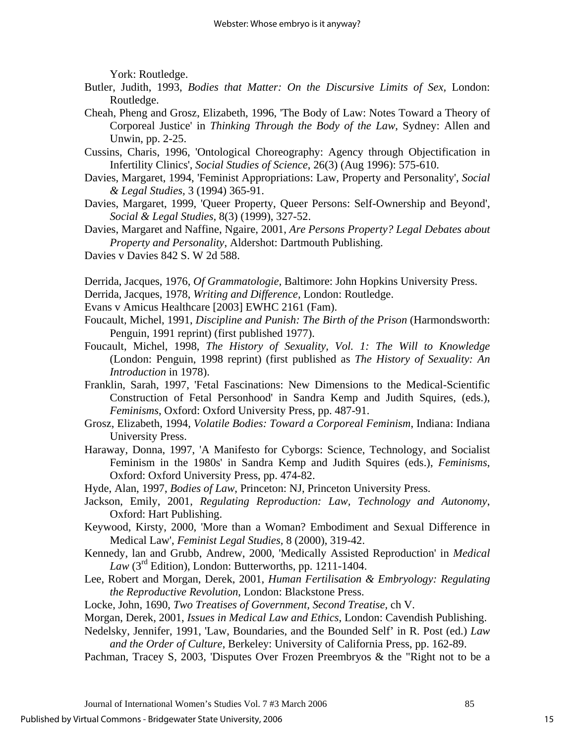York: Routledge.

Butler, Judith, 1993, *Bodies that Matter: On the Discursive Limits of Sex*, London: Routledge.

Cheah, Pheng and Grosz, Elizabeth, 1996, 'The Body of Law: Notes Toward a Theory of Corporeal Justice' in *Thinking Through the Body of the Law*, Sydney: Allen and Unwin, pp. 2-25.

Cussins, Charis, 1996, 'Ontological Choreography: Agency through Objectification in Infertility Clinics', *Social Studies of Science*, 26(3) (Aug 1996): 575-610.

Davies, Margaret, 1994, 'Feminist Appropriations: Law, Property and Personality', *Social & Legal Studies*, 3 (1994) 365-91.

Davies, Margaret, 1999, 'Queer Property, Queer Persons: Self-Ownership and Beyond', *Social & Legal Studies*, 8(3) (1999), 327-52.

Davies, Margaret and Naffine, Ngaire, 2001, *Are Persons Property? Legal Debates about Property and Personality*, Aldershot: Dartmouth Publishing.

Davies v Davies 842 S. W 2d 588.

Derrida, Jacques, 1976, *Of Grammatologie*, Baltimore: John Hopkins University Press.

Derrida, Jacques, 1978, *Writing and Difference*, London: Routledge.

Evans v Amicus Healthcare [2003] EWHC 2161 (Fam).

Foucault, Michel, 1991, *Discipline and Punish: The Birth of the Prison* (Harmondsworth: Penguin, 1991 reprint) (first published 1977).

Foucault, Michel, 1998, *The History of Sexuality, Vol. 1: The Will to Knowledge* (London: Penguin, 1998 reprint) (first published as *The History of Sexuality: An Introduction* in 1978).

Franklin, Sarah, 1997, 'Fetal Fascinations: New Dimensions to the Medical-Scientific Construction of Fetal Personhood' in Sandra Kemp and Judith Squires, (eds.), *Feminisms*, Oxford: Oxford University Press, pp. 487-91.

Grosz, Elizabeth, 1994, *Volatile Bodies: Toward a Corporeal Feminism*, Indiana: Indiana University Press.

Haraway, Donna, 1997, 'A Manifesto for Cyborgs: Science, Technology, and Socialist Feminism in the 1980s' in Sandra Kemp and Judith Squires (eds.), *Feminisms*, Oxford: Oxford University Press, pp. 474-82.

Hyde, Alan, 1997, *Bodies of Law*, Princeton: NJ, Princeton University Press.

Jackson, Emily, 2001, *Regulating Reproduction: Law, Technology and Autonomy*, Oxford: Hart Publishing.

Keywood, Kirsty, 2000, 'More than a Woman? Embodiment and Sexual Difference in Medical Law', *Feminist Legal Studies*, 8 (2000), 319-42.

Kennedy, lan and Grubb, Andrew, 2000, 'Medically Assisted Reproduction' in *Medical Law* (3rd Edition), London: Butterworths, pp. 1211-1404.

Lee, Robert and Morgan, Derek, 2001, *Human Fertilisation & Embryology: Regulating the Reproductive Revolution*, London: Blackstone Press.

Locke, John, 1690, *Two Treatises of Government, Second Treatise*, ch V.

Morgan, Derek, 2001, *Issues in Medical Law and Ethics*, London: Cavendish Publishing.

Nedelsky, Jennifer, 1991, 'Law, Boundaries, and the Bounded Self' in R. Post (ed.) *Law and the Order of Culture*, Berkeley: University of California Press, pp. 162-89.

Pachman, Tracey S, 2003, 'Disputes Over Frozen Preembryos & the "Right not to be a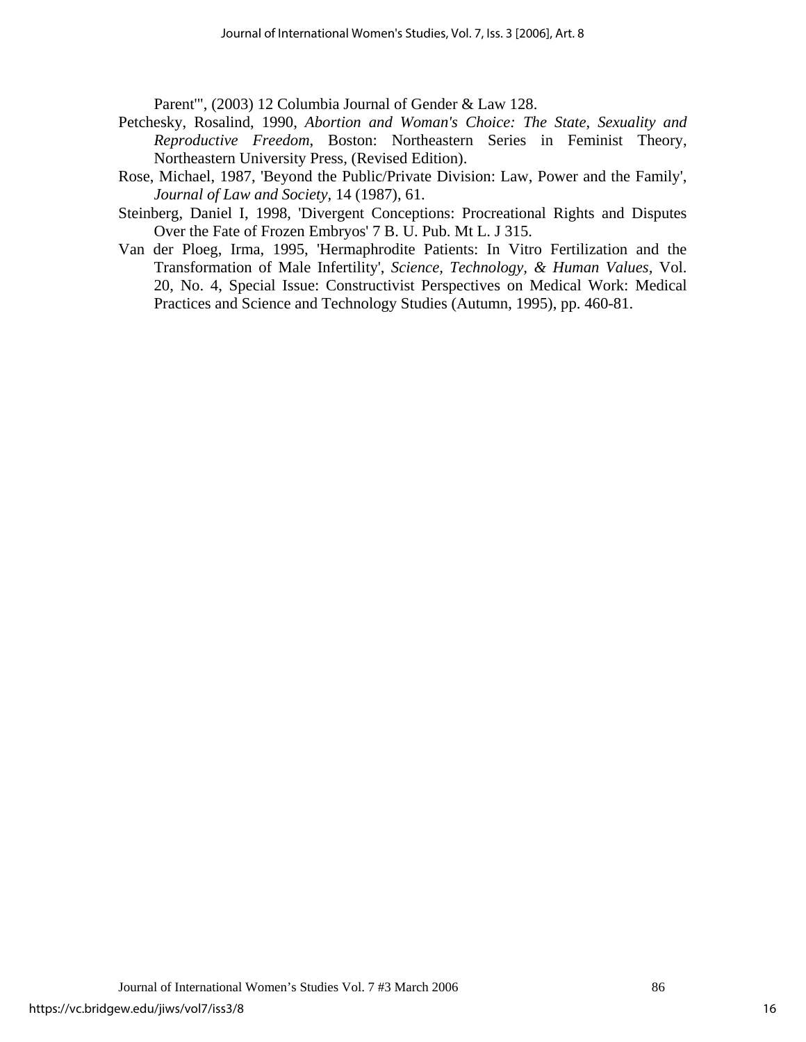Parent'", (2003) 12 Columbia Journal of Gender & Law 128.

Petchesky, Rosalind, 1990, *Abortion and Woman's Choice: The State, Sexuality and Reproductive Freedom*, Boston: Northeastern Series in Feminist Theory, Northeastern University Press, (Revised Edition).

Rose, Michael, 1987, 'Beyond the Public/Private Division: Law, Power and the Family', *Journal of Law and Society*, 14 (1987), 61.

Steinberg, Daniel I, 1998, 'Divergent Conceptions: Procreational Rights and Disputes Over the Fate of Frozen Embryos' 7 B. U. Pub. Mt L. J 315.

Van der Ploeg, Irma, 1995, 'Hermaphrodite Patients: In Vitro Fertilization and the Transformation of Male Infertility', *Science, Technology, & Human Values*, Vol. 20, No. 4, Special Issue: Constructivist Perspectives on Medical Work: Medical Practices and Science and Technology Studies (Autumn, 1995), pp. 460-81.